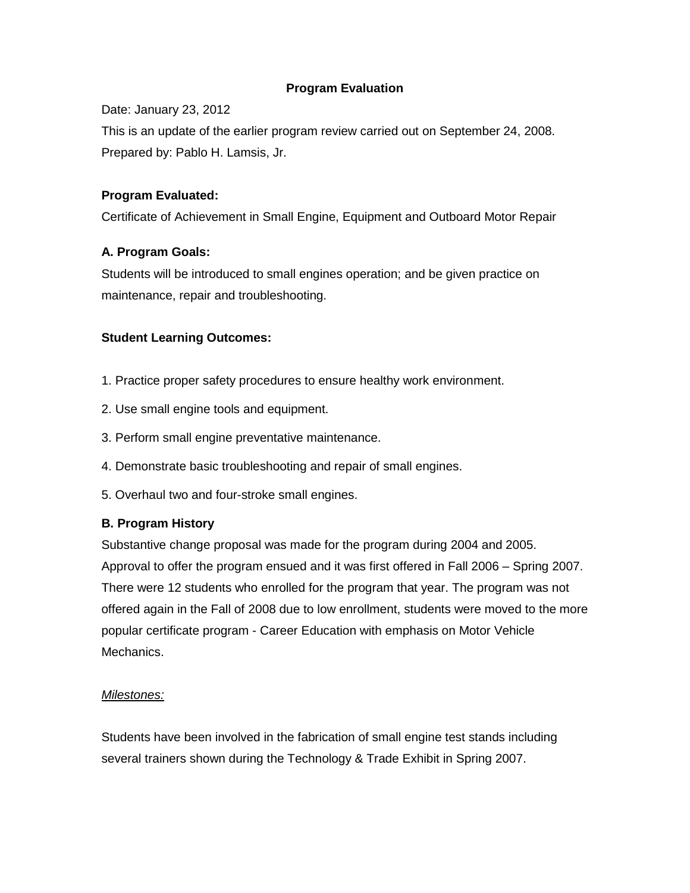# Program Evaluation

Date: January 23, 2012

This is an update of the earlier program review carried out on September 24, 2008.

Prepared by: Pablo H. Lamsis, Jr.

**Program Evaluated:**

Certificate of Achievement in Small Engine, Equipment and Outboard Motor Repair

## A. Program Goals:

Students will be introduced to small engines operation; and be given practice on maintenance, repair and troubleshooting.

**Student Learning Outcomes:**

1. Practice proper safety procedures to ensure healthy work environment.
2. Use small engine tools and equipment.
3. Perform small engine preventative maintenance.
4. Demonstrate basic troubleshooting and repair of small engines.
5. Overhaul two and four-stroke small engines.

## B. Program History

Substantive change proposal was made for the program during 2004 and 2005. Approval to offer the program ensued and it was first offered in Fall 2006 – Spring 2007. There were 12 students who enrolled for the program that year. The program was not offered again in the Fall of 2008 due to low enrollment, students were moved to the more popular certificate program - Career Education with emphasis on Motor Vehicle Mechanics.

*Milestones:*

Students have been involved in the fabrication of small engine test stands including several trainers shown during the Technology & Trade Exhibit in Spring 2007.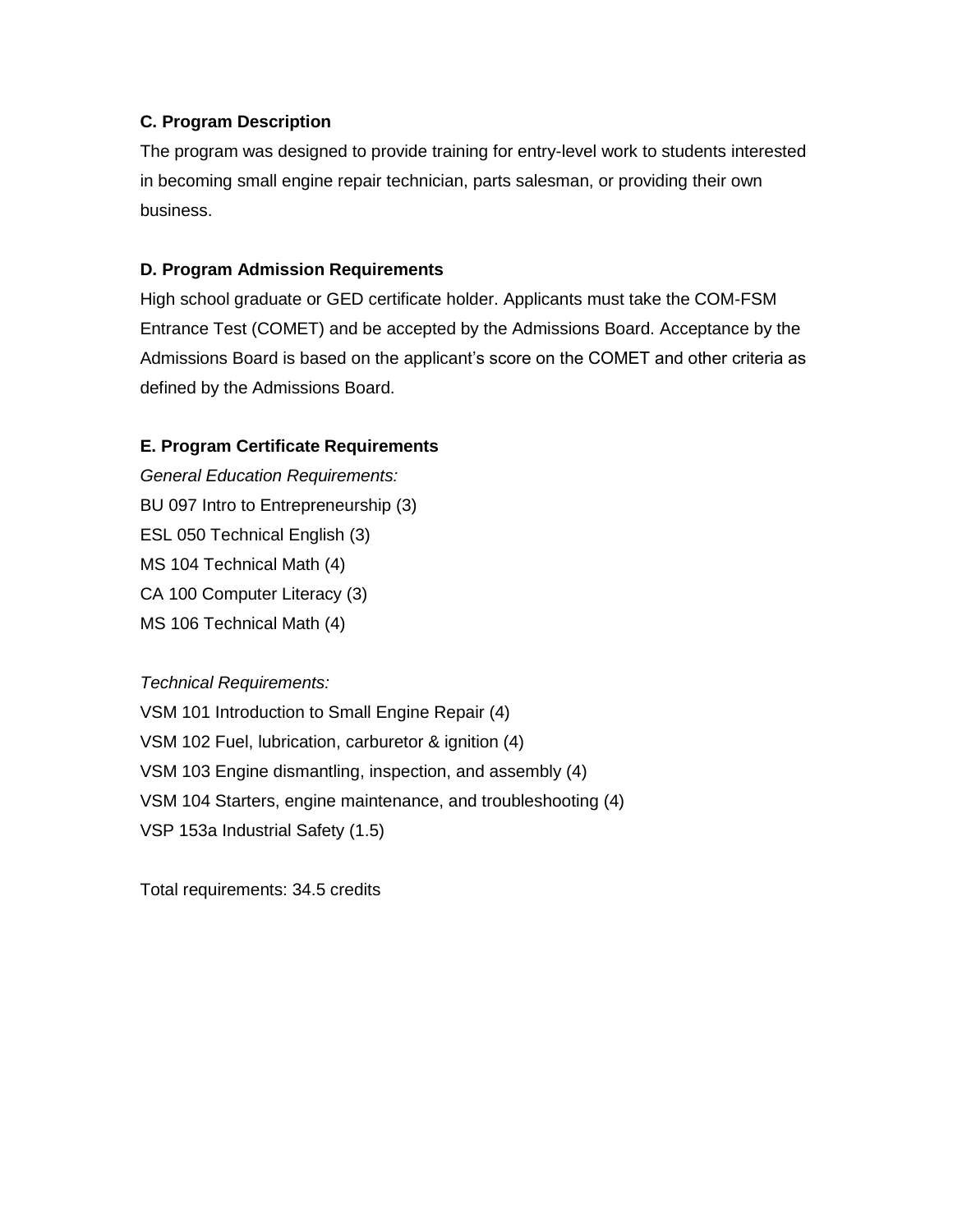**C. Program Description**

The program was designed to provide training for entry-level work to students interested in becoming small engine repair technician, parts salesman, or providing their own business.

**D. Program Admission Requirements**

High school graduate or GED certificate holder. Applicants must take the COM-FSM Entrance Test (COMET) and be accepted by the Admissions Board. Acceptance by the Admissions Board is based on the applicant's score on the COMET and other criteria as defined by the Admissions Board.

**E. Program Certificate Requirements**

*General Education Requirements:*

BU 097 Intro to Entrepreneurship (3)
ESL 050 Technical English (3)
MS 104 Technical Math (4)
CA 100 Computer Literacy (3)
MS 106 Technical Math (4)

*Technical Requirements:*

VSM 101 Introduction to Small Engine Repair (4)
VSM 102 Fuel, lubrication, carburetor & ignition (4)
VSM 103 Engine dismantling, inspection, and assembly (4)
VSM 104 Starters, engine maintenance, and troubleshooting (4)
VSP 153a Industrial Safety (1.5)

Total requirements: 34.5 credits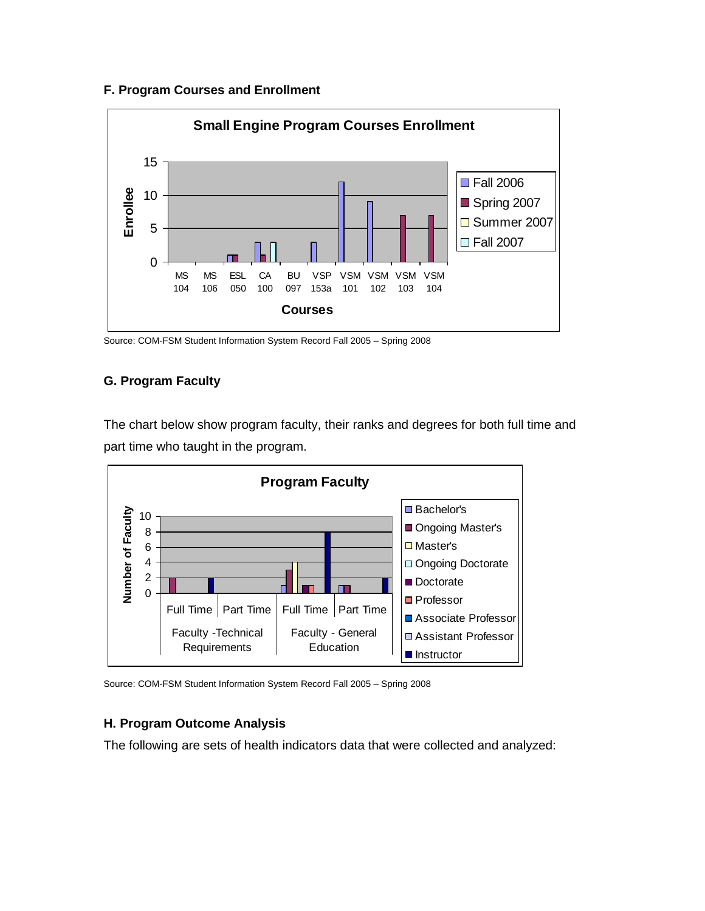### F. Program Courses and Enrollment

**Small Engine Program Courses Enrollment**

| Courses | Fall 2006 | Spring 2007 | Summer 2007 | Fall 2007 |
|---|---|---|---|---|
| MS 104 | | | | |
| MS 106 | | | | |
| ESL 050 | 1 | 1 | | |
| CA 100 | 3 | 1 | | 3 |
| BU 097 | | | | |
| VSP 153a | 3 | | | |
| VSM 101 | 12 | | | |
| VSM 102 | 9 | | | |
| VSM 103 | | 7 | | |
| VSM 104 | | 7 | | |

Source: COM-FSM Student Information System Record Fall 2005 – Spring 2008

### G. Program Faculty

The chart below show program faculty, their ranks and degrees for both full time and part time who taught in the program.

**Program Faculty**

| | Faculty -Technical Requirements: Full Time | Faculty -Technical Requirements: Part Time | Faculty - General Education: Full Time | Faculty - General Education: Part Time |
|---|---|---|---|---|
| Bachelor's | | | 1 | 1 |
| Ongoing Master's | 2 | | 3 | 1 |
| Master's | | | 4 | |
| Ongoing Doctorate | | | | |
| Doctorate | | | 1 | |
| Professor | | | 1 | |
| Associate Professor | | | | |
| Assistant Professor | | | | |
| Instructor | 2 | | 8 | 2 |

Source: COM-FSM Student Information System Record Fall 2005 – Spring 2008

### H. Program Outcome Analysis

The following are sets of health indicators data that were collected and analyzed: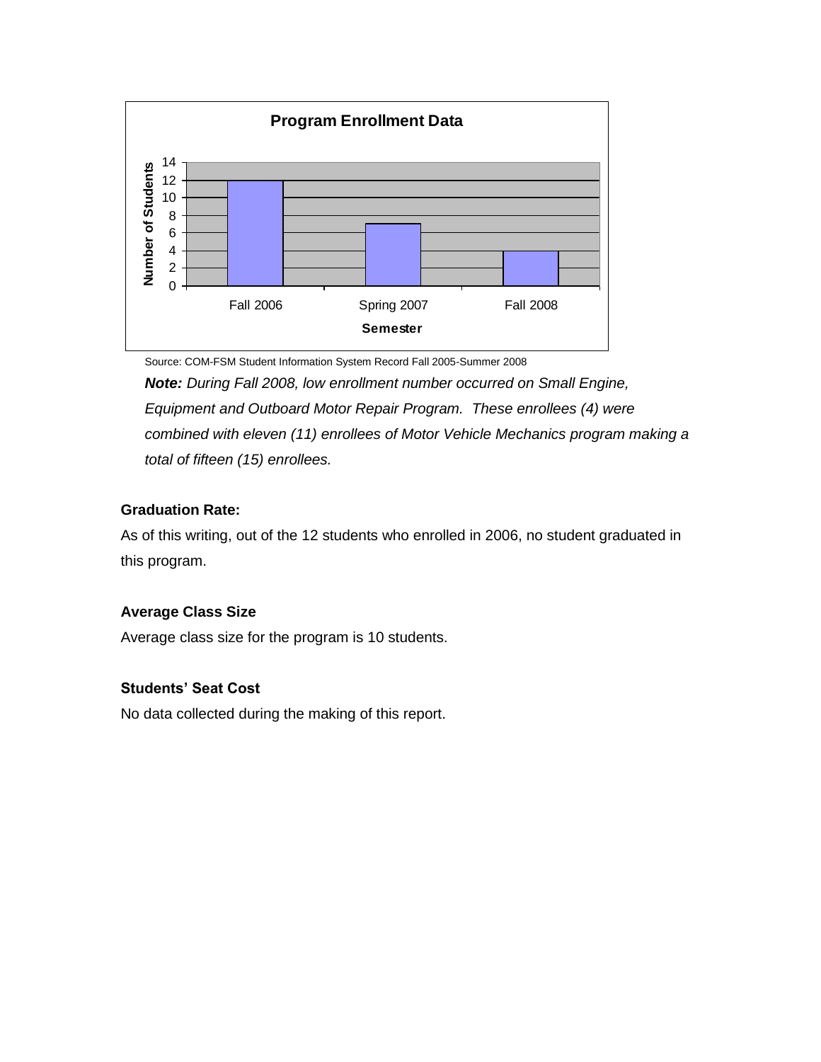**Program Enrollment Data**

| Semester | Number of Students |
|---|---|
| Fall 2006 | 12 |
| Spring 2007 | 7 |
| Fall 2008 | 4 |

Source: COM-FSM Student Information System Record Fall 2005-Summer 2008

***Note:*** *During Fall 2008, low enrollment number occurred on Small Engine, Equipment and Outboard Motor Repair Program. These enrollees (4) were combined with eleven (11) enrollees of Motor Vehicle Mechanics program making a total of fifteen (15) enrollees.*

**Graduation Rate:**

As of this writing, out of the 12 students who enrolled in 2006, no student graduated in this program.

**Average Class Size**

Average class size for the program is 10 students.

**Students' Seat Cost**

No data collected during the making of this report.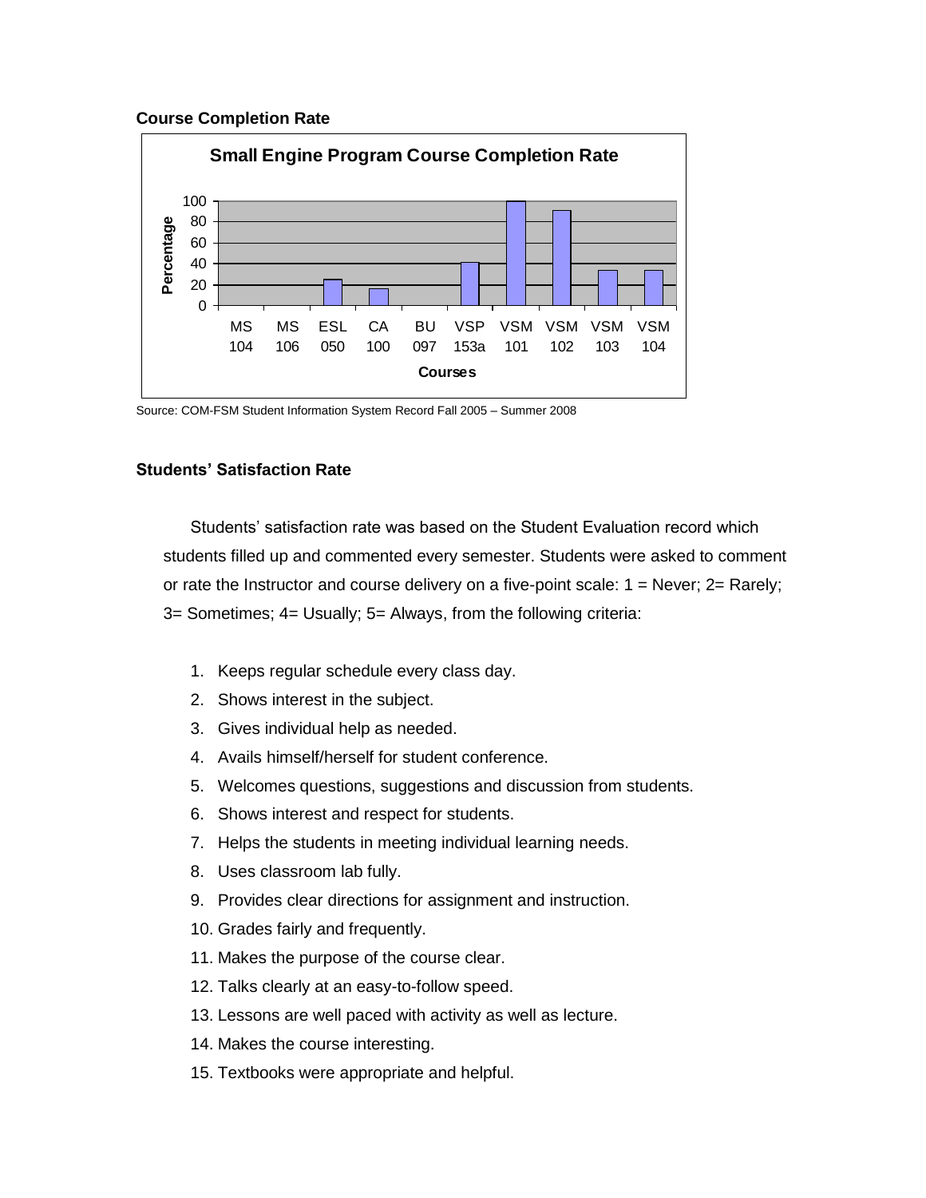**Course Completion Rate**

**Small Engine Program Course Completion Rate**

Source: COM-FSM Student Information System Record Fall 2005 – Summer 2008

**Students' Satisfaction Rate**

Students' satisfaction rate was based on the Student Evaluation record which students filled up and commented every semester. Students were asked to comment or rate the Instructor and course delivery on a five-point scale: 1 = Never; 2= Rarely; 3= Sometimes; 4= Usually; 5= Always, from the following criteria:

1. Keeps regular schedule every class day.
2. Shows interest in the subject.
3. Gives individual help as needed.
4. Avails himself/herself for student conference.
5. Welcomes questions, suggestions and discussion from students.
6. Shows interest and respect for students.
7. Helps the students in meeting individual learning needs.
8. Uses classroom lab fully.
9. Provides clear directions for assignment and instruction.
10. Grades fairly and frequently.
11. Makes the purpose of the course clear.
12. Talks clearly at an easy-to-follow speed.
13. Lessons are well paced with activity as well as lecture.
14. Makes the course interesting.
15. Textbooks were appropriate and helpful.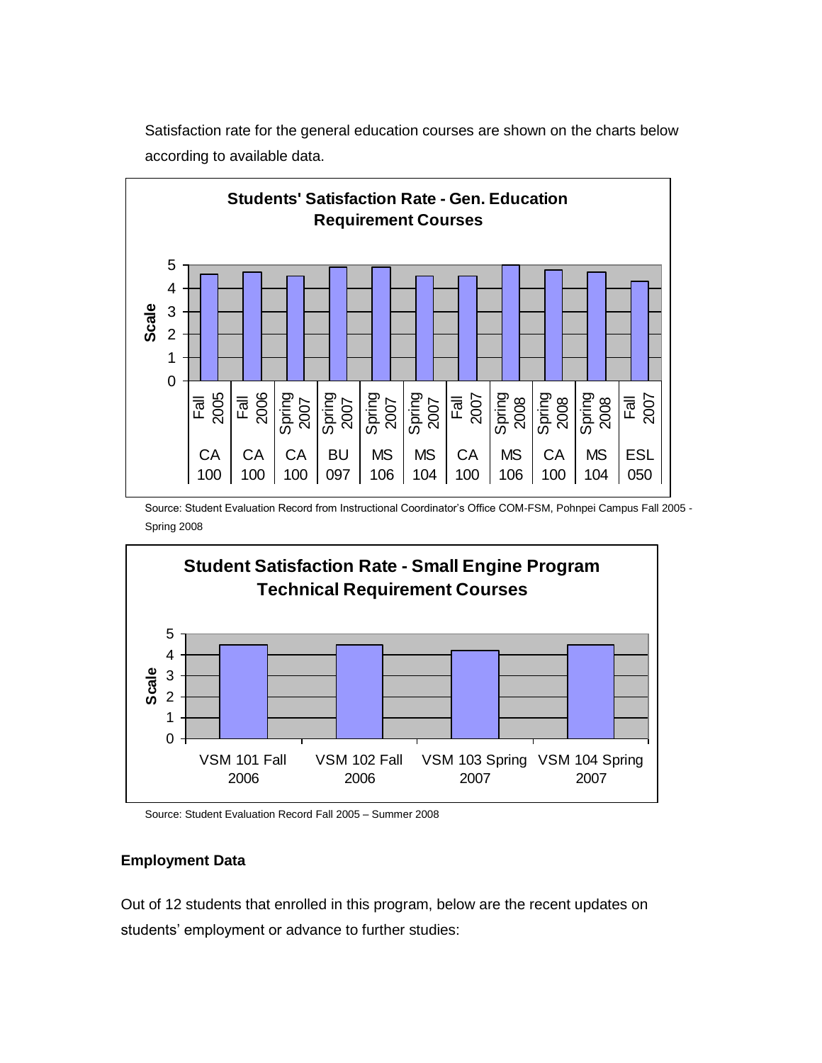Satisfaction rate for the general education courses are shown on the charts below according to available data.

**Students' Satisfaction Rate - Gen. Education Requirement Courses**

| Course | Term | Scale |
|---|---|---|
| CA 100 | Fall 2005 | 4.6 |
| CA 100 | Fall 2006 | 4.7 |
| CA 100 | Spring 2007 | 4.5 |
| BU 097 | Spring 2007 | 4.9 |
| MS 106 | Spring 2007 | 4.9 |
| MS 104 | Spring 2007 | 4.5 |
| CA 100 | Fall 2007 | 4.5 |
| MS 106 | Spring 2008 | 5.0 |
| CA 100 | Spring 2008 | 4.8 |
| MS 104 | Spring 2008 | 4.7 |
| ESL 050 | Fall 2007 | 4.3 |

Source: Student Evaluation Record from Instructional Coordinator's Office COM-FSM, Pohnpei Campus Fall 2005 - Spring 2008

**Student Satisfaction Rate - Small Engine Program Technical Requirement Courses**

| Course | Scale |
|---|---|
| VSM 101 Fall 2006 | 4.5 |
| VSM 102 Fall 2006 | 4.5 |
| VSM 103 Spring 2007 | 4.2 |
| VSM 104 Spring 2007 | 4.5 |

Source: Student Evaluation Record Fall 2005 – Summer 2008

**Employment Data**

Out of 12 students that enrolled in this program, below are the recent updates on students' employment or advance to further studies: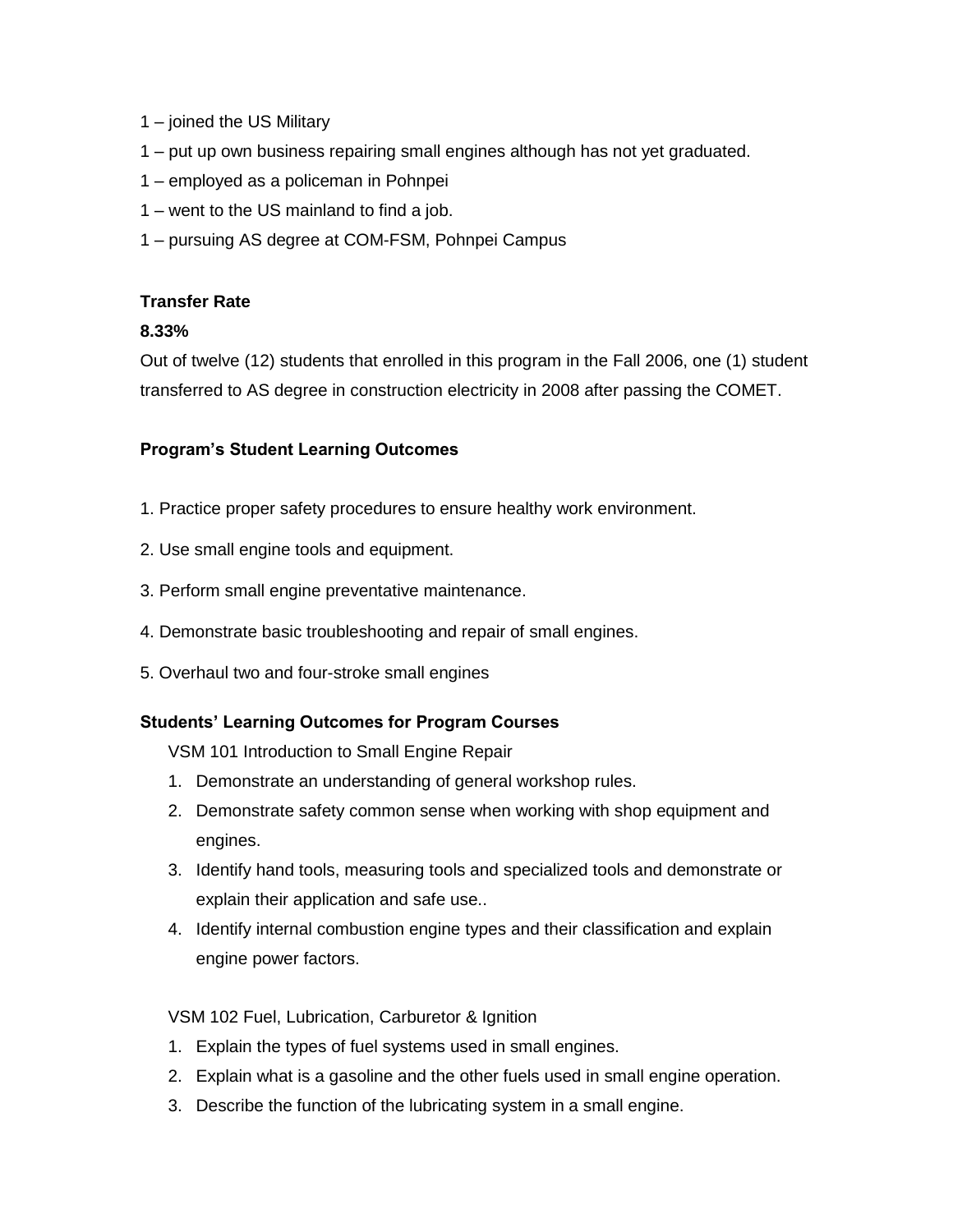1 – joined the US Military

1 – put up own business repairing small engines although has not yet graduated.

1 – employed as a policeman in Pohnpei

1 – went to the US mainland to find a job.

1 – pursuing AS degree at COM-FSM, Pohnpei Campus

**Transfer Rate**

**8.33%**

Out of twelve (12) students that enrolled in this program in the Fall 2006, one (1) student transferred to AS degree in construction electricity in 2008 after passing the COMET.

**Program's Student Learning Outcomes**

1. Practice proper safety procedures to ensure healthy work environment.
2. Use small engine tools and equipment.
3. Perform small engine preventative maintenance.
4. Demonstrate basic troubleshooting and repair of small engines.
5. Overhaul two and four-stroke small engines

**Students' Learning Outcomes for Program Courses**

VSM 101 Introduction to Small Engine Repair

1. Demonstrate an understanding of general workshop rules.
2. Demonstrate safety common sense when working with shop equipment and engines.
3. Identify hand tools, measuring tools and specialized tools and demonstrate or explain their application and safe use..
4. Identify internal combustion engine types and their classification and explain engine power factors.

VSM 102 Fuel, Lubrication, Carburetor & Ignition

1. Explain the types of fuel systems used in small engines.
2. Explain what is a gasoline and the other fuels used in small engine operation.
3. Describe the function of the lubricating system in a small engine.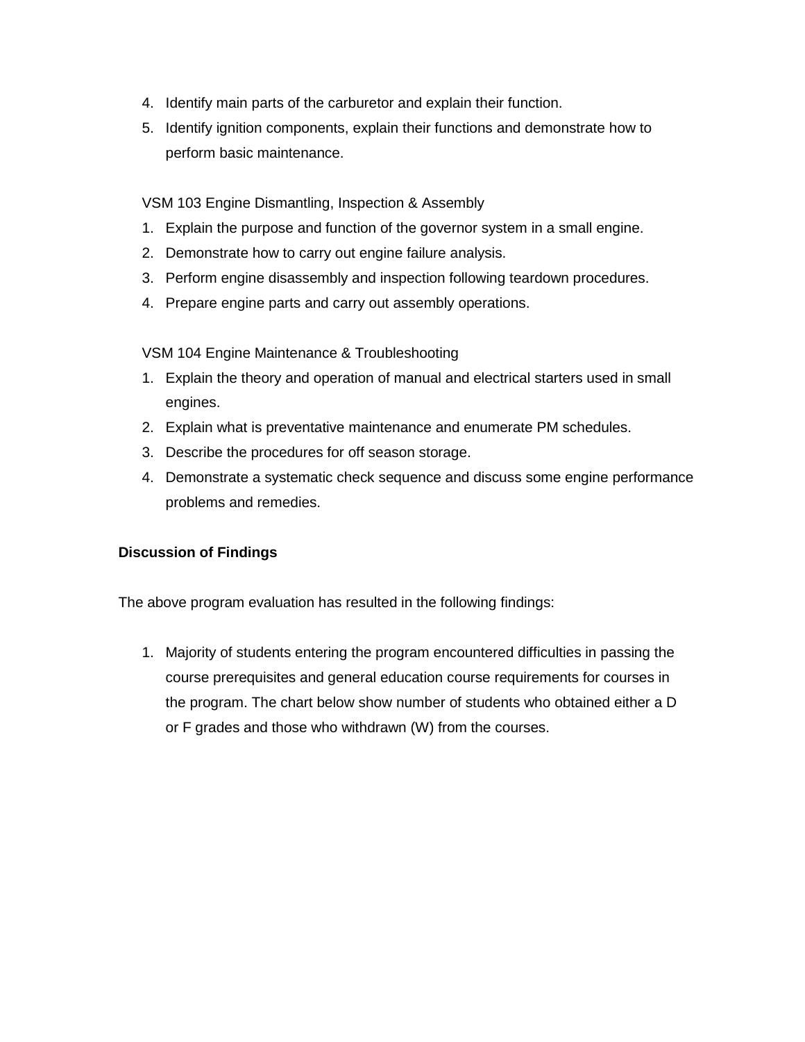4. Identify main parts of the carburetor and explain their function.
5. Identify ignition components, explain their functions and demonstrate how to perform basic maintenance.

VSM 103 Engine Dismantling, Inspection & Assembly

1. Explain the purpose and function of the governor system in a small engine.
2. Demonstrate how to carry out engine failure analysis.
3. Perform engine disassembly and inspection following teardown procedures.
4. Prepare engine parts and carry out assembly operations.

VSM 104 Engine Maintenance & Troubleshooting

1. Explain the theory and operation of manual and electrical starters used in small engines.
2. Explain what is preventative maintenance and enumerate PM schedules.
3. Describe the procedures for off season storage.
4. Demonstrate a systematic check sequence and discuss some engine performance problems and remedies.

**Discussion of Findings**

The above program evaluation has resulted in the following findings:

1. Majority of students entering the program encountered difficulties in passing the course prerequisites and general education course requirements for courses in the program. The chart below show number of students who obtained either a D or F grades and those who withdrawn (W) from the courses.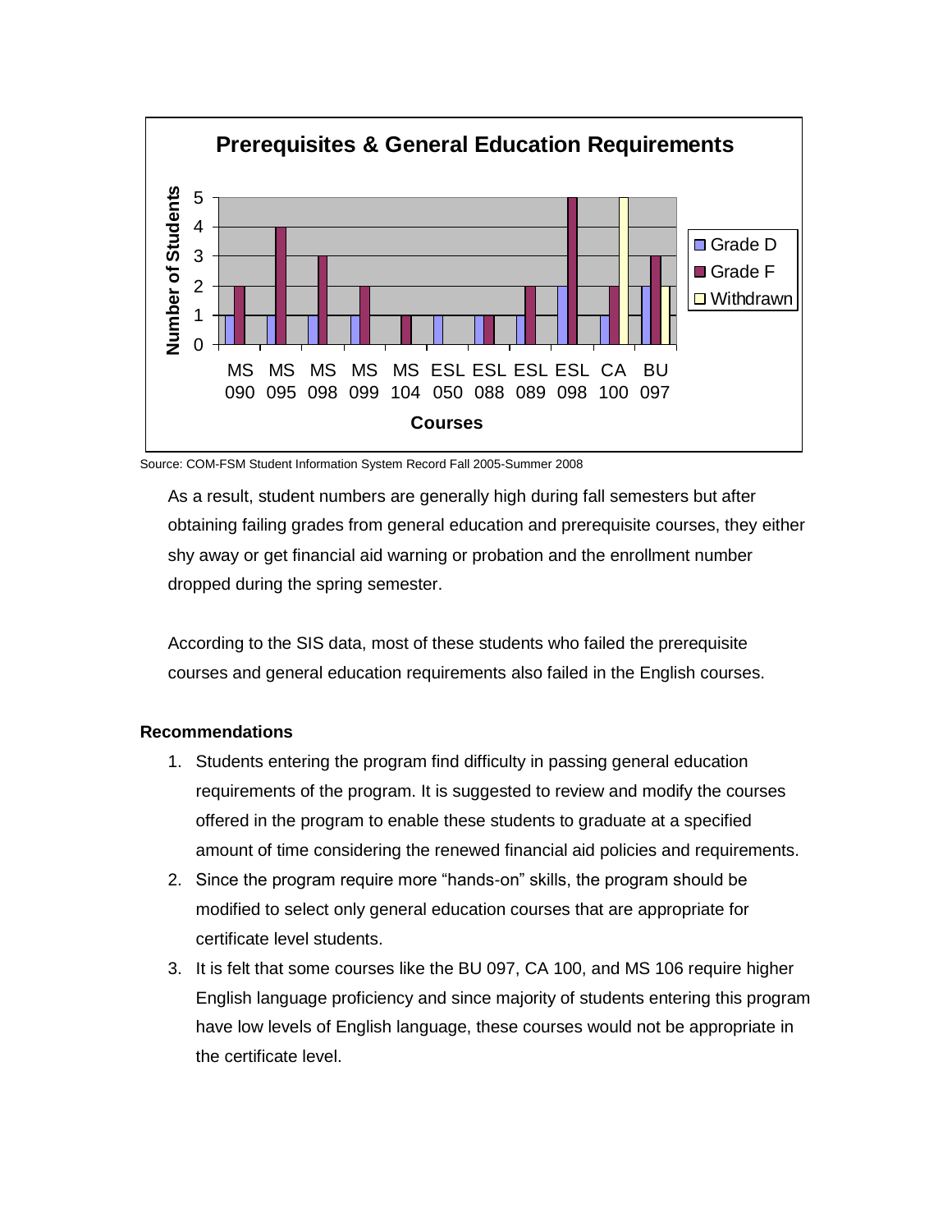**Prerequisites & General Education Requirements**

| Courses | Grade D | Grade F | Withdrawn |
|---|---|---|---|
| MS 090 | 1 | 2 | |
| MS 095 | 1 | 4 | |
| MS 098 | 1 | 3 | |
| MS 099 | 1 | 2 | |
| MS 104 | | 1 | |
| ESL 050 | 1 | | |
| ESL 088 | 1 | 1 | |
| ESL 089 | 1 | 2 | |
| ESL 098 | 2 | 5 | |
| CA 100 | 1 | 2 | 5 |
| BU 097 | 2 | 3 | 2 |

Source: COM-FSM Student Information System Record Fall 2005-Summer 2008

As a result, student numbers are generally high during fall semesters but after obtaining failing grades from general education and prerequisite courses, they either shy away or get financial aid warning or probation and the enrollment number dropped during the spring semester.

According to the SIS data, most of these students who failed the prerequisite courses and general education requirements also failed in the English courses.

**Recommendations**

1. Students entering the program find difficulty in passing general education requirements of the program. It is suggested to review and modify the courses offered in the program to enable these students to graduate at a specified amount of time considering the renewed financial aid policies and requirements.
2. Since the program require more "hands-on" skills, the program should be modified to select only general education courses that are appropriate for certificate level students.
3. It is felt that some courses like the BU 097, CA 100, and MS 106 require higher English language proficiency and since majority of students entering this program have low levels of English language, these courses would not be appropriate in the certificate level.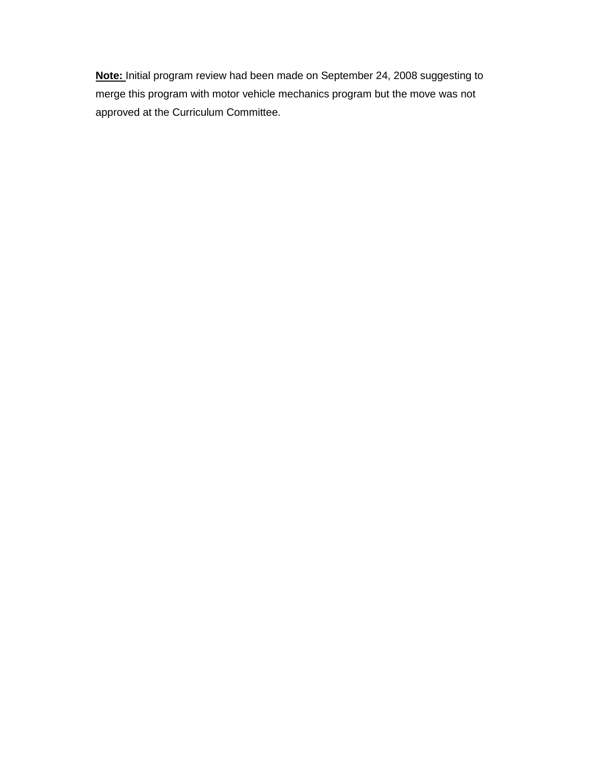**Note:** Initial program review had been made on September 24, 2008 suggesting to merge this program with motor vehicle mechanics program but the move was not approved at the Curriculum Committee.